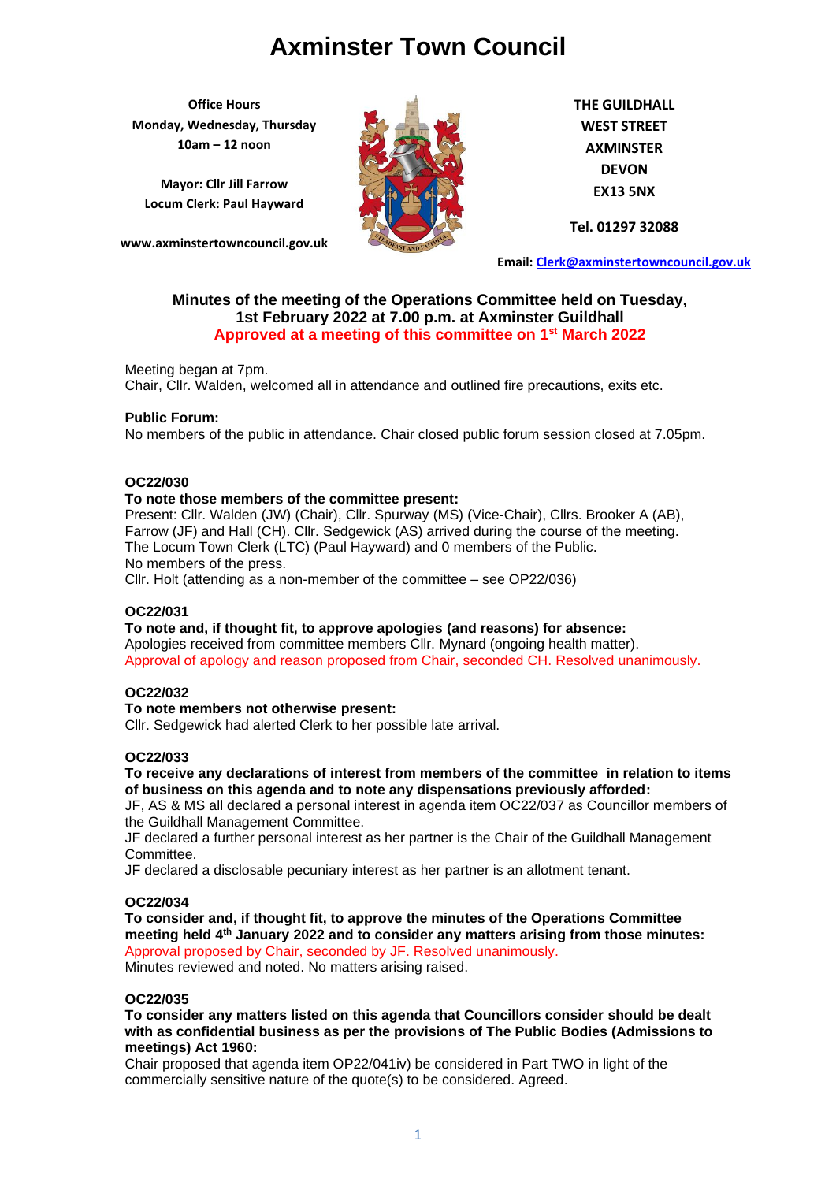# Axminster Town Council

**Office Hours**
**Monday, Wednesday, Thursday**
**10am – 12 noon**

**Mayor: Cllr Jill Farrow**
**Locum Clerk: Paul Hayward**

**www.axminstertowncouncil.gov.uk**

**THE GUILDHALL**
**WEST STREET**
**AXMINSTER**
**DEVON**
**EX13 5NX**

**Tel. 01297 32088**

**Email: Clerk@axminstertowncouncil.gov.uk**

## Minutes of the meeting of the Operations Committee held on Tuesday, 1st February 2022 at 7.00 p.m. at Axminster Guildhall

**Approved at a meeting of this committee on 1st March 2022**

Meeting began at 7pm.
Chair, Cllr. Walden, welcomed all in attendance and outlined fire precautions, exits etc.

**Public Forum:**
No members of the public in attendance. Chair closed public forum session closed at 7.05pm.

**OC22/030**

**To note those members of the committee present:**
Present: Cllr. Walden (JW) (Chair), Cllr. Spurway (MS) (Vice-Chair), Cllrs. Brooker A (AB), Farrow (JF) and Hall (CH). Cllr. Sedgewick (AS) arrived during the course of the meeting.
The Locum Town Clerk (LTC) (Paul Hayward) and 0 members of the Public.
No members of the press.
Cllr. Holt (attending as a non-member of the committee – see OP22/036)

**OC22/031**

**To note and, if thought fit, to approve apologies (and reasons) for absence:**
Apologies received from committee members Cllr. Mynard (ongoing health matter).
Approval of apology and reason proposed from Chair, seconded CH. Resolved unanimously.

**OC22/032**

**To note members not otherwise present:**
Cllr. Sedgewick had alerted Clerk to her possible late arrival.

**OC22/033**

**To receive any declarations of interest from members of the committee in relation to items of business on this agenda and to note any dispensations previously afforded:**
JF, AS & MS all declared a personal interest in agenda item OC22/037 as Councillor members of the Guildhall Management Committee.
JF declared a further personal interest as her partner is the Chair of the Guildhall Management Committee.
JF declared a disclosable pecuniary interest as her partner is an allotment tenant.

**OC22/034**

**To consider and, if thought fit, to approve the minutes of the Operations Committee meeting held 4th January 2022 and to consider any matters arising from those minutes:**
Approval proposed by Chair, seconded by JF. Resolved unanimously.
Minutes reviewed and noted. No matters arising raised.

**OC22/035**

**To consider any matters listed on this agenda that Councillors consider should be dealt with as confidential business as per the provisions of The Public Bodies (Admissions to meetings) Act 1960:**
Chair proposed that agenda item OP22/041iv) be considered in Part TWO in light of the commercially sensitive nature of the quote(s) to be considered. Agreed.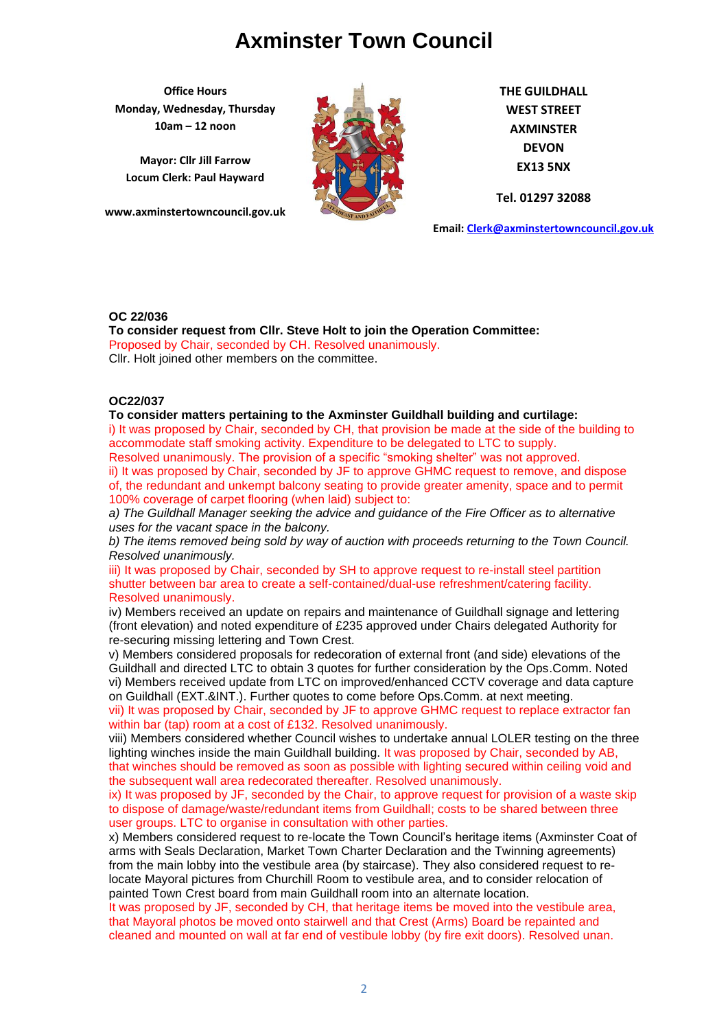# Axminster Town Council

**Office Hours**
**Monday, Wednesday, Thursday**
**10am – 12 noon**

**Mayor: Cllr Jill Farrow**
**Locum Clerk: Paul Hayward**

**www.axminstertowncouncil.gov.uk**

**THE GUILDHALL**
**WEST STREET**
**AXMINSTER**
**DEVON**
**EX13 5NX**

**Tel. 01297 32088**

**Email: Clerk@axminstertowncouncil.gov.uk**

**OC 22/036**
**To consider request from Cllr. Steve Holt to join the Operation Committee:**
Proposed by Chair, seconded by CH. Resolved unanimously.
Cllr. Holt joined other members on the committee.

**OC22/037**
**To consider matters pertaining to the Axminster Guildhall building and curtilage:**
i) It was proposed by Chair, seconded by CH, that provision be made at the side of the building to accommodate staff smoking activity. Expenditure to be delegated to LTC to supply. Resolved unanimously. The provision of a specific "smoking shelter" was not approved.
ii) It was proposed by Chair, seconded by JF to approve GHMC request to remove, and dispose of, the redundant and unkempt balcony seating to provide greater amenity, space and to permit 100% coverage of carpet flooring (when laid) subject to:
*a) The Guildhall Manager seeking the advice and guidance of the Fire Officer as to alternative uses for the vacant space in the balcony.*
*b) The items removed being sold by way of auction with proceeds returning to the Town Council. Resolved unanimously.*
iii) It was proposed by Chair, seconded by SH to approve request to re-install steel partition shutter between bar area to create a self-contained/dual-use refreshment/catering facility. Resolved unanimously.
iv) Members received an update on repairs and maintenance of Guildhall signage and lettering (front elevation) and noted expenditure of £235 approved under Chairs delegated Authority for re-securing missing lettering and Town Crest.
v) Members considered proposals for redecoration of external front (and side) elevations of the Guildhall and directed LTC to obtain 3 quotes for further consideration by the Ops.Comm. Noted
vi) Members received update from LTC on improved/enhanced CCTV coverage and data capture on Guildhall (EXT.&INT.). Further quotes to come before Ops.Comm. at next meeting.
vii) It was proposed by Chair, seconded by JF to approve GHMC request to replace extractor fan within bar (tap) room at a cost of £132. Resolved unanimously.
viii) Members considered whether Council wishes to undertake annual LOLER testing on the three lighting winches inside the main Guildhall building. It was proposed by Chair, seconded by AB, that winches should be removed as soon as possible with lighting secured within ceiling void and the subsequent wall area redecorated thereafter. Resolved unanimously.
ix) It was proposed by JF, seconded by the Chair, to approve request for provision of a waste skip to dispose of damage/waste/redundant items from Guildhall; costs to be shared between three user groups. LTC to organise in consultation with other parties.
x) Members considered request to re-locate the Town Council's heritage items (Axminster Coat of arms with Seals Declaration, Market Town Charter Declaration and the Twinning agreements) from the main lobby into the vestibule area (by staircase). They also considered request to re-locate Mayoral pictures from Churchill Room to vestibule area, and to consider relocation of painted Town Crest board from main Guildhall room into an alternate location.
It was proposed by JF, seconded by CH, that heritage items be moved into the vestibule area, that Mayoral photos be moved onto stairwell and that Crest (Arms) Board be repainted and cleaned and mounted on wall at far end of vestibule lobby (by fire exit doors). Resolved unan.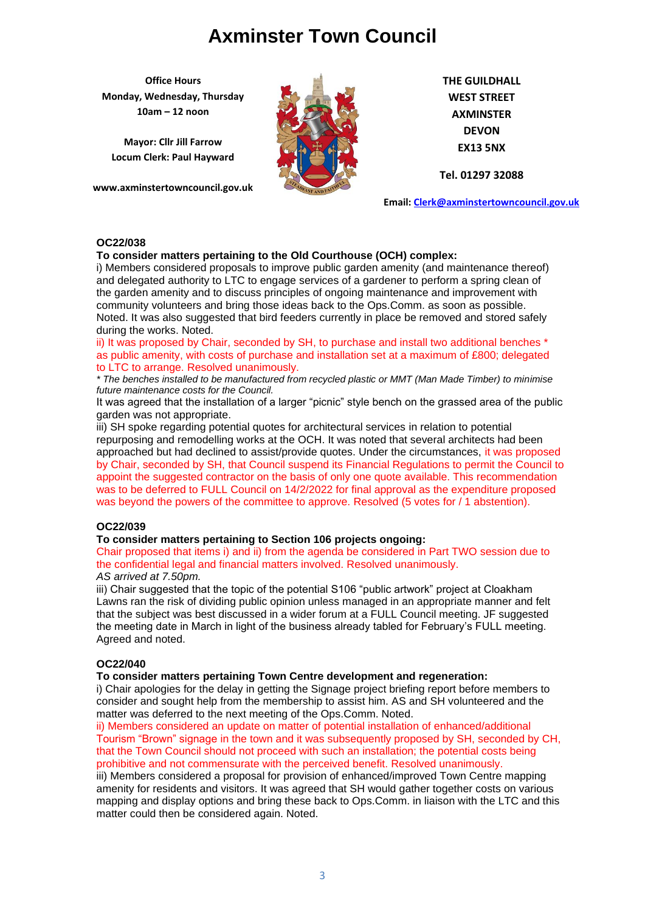# Axminster Town Council

**Office Hours**
**Monday, Wednesday, Thursday**
**10am – 12 noon**

**Mayor: Cllr Jill Farrow**
**Locum Clerk: Paul Hayward**

**www.axminstertowncouncil.gov.uk**

**THE GUILDHALL**
**WEST STREET**
**AXMINSTER**
**DEVON**
**EX13 5NX**

**Tel. 01297 32088**

**Email: Clerk@axminstertowncouncil.gov.uk**

**OC22/038**

**To consider matters pertaining to the Old Courthouse (OCH) complex:**

i) Members considered proposals to improve public garden amenity (and maintenance thereof) and delegated authority to LTC to engage services of a gardener to perform a spring clean of the garden amenity and to discuss principles of ongoing maintenance and improvement with community volunteers and bring those ideas back to the Ops.Comm. as soon as possible. Noted. It was also suggested that bird feeders currently in place be removed and stored safely during the works. Noted.

ii) It was proposed by Chair, seconded by SH, to purchase and install two additional benches * as public amenity, with costs of purchase and installation set at a maximum of £800; delegated to LTC to arrange. Resolved unanimously.

*\* The benches installed to be manufactured from recycled plastic or MMT (Man Made Timber) to minimise future maintenance costs for the Council.*

It was agreed that the installation of a larger "picnic" style bench on the grassed area of the public garden was not appropriate.

iii) SH spoke regarding potential quotes for architectural services in relation to potential repurposing and remodelling works at the OCH. It was noted that several architects had been approached but had declined to assist/provide quotes. Under the circumstances, it was proposed by Chair, seconded by SH, that Council suspend its Financial Regulations to permit the Council to appoint the suggested contractor on the basis of only one quote available. This recommendation was to be deferred to FULL Council on 14/2/2022 for final approval as the expenditure proposed was beyond the powers of the committee to approve. Resolved (5 votes for / 1 abstention).

**OC22/039**

**To consider matters pertaining to Section 106 projects ongoing:**

Chair proposed that items i) and ii) from the agenda be considered in Part TWO session due to the confidential legal and financial matters involved. Resolved unanimously.

*AS arrived at 7.50pm.*

iii) Chair suggested that the topic of the potential S106 "public artwork" project at Cloakham Lawns ran the risk of dividing public opinion unless managed in an appropriate manner and felt that the subject was best discussed in a wider forum at a FULL Council meeting. JF suggested the meeting date in March in light of the business already tabled for February's FULL meeting. Agreed and noted.

**OC22/040**

**To consider matters pertaining Town Centre development and regeneration:**

i) Chair apologies for the delay in getting the Signage project briefing report before members to consider and sought help from the membership to assist him. AS and SH volunteered and the matter was deferred to the next meeting of the Ops.Comm. Noted.

ii) Members considered an update on matter of potential installation of enhanced/additional Tourism "Brown" signage in the town and it was subsequently proposed by SH, seconded by CH, that the Town Council should not proceed with such an installation; the potential costs being prohibitive and not commensurate with the perceived benefit. Resolved unanimously.

iii) Members considered a proposal for provision of enhanced/improved Town Centre mapping amenity for residents and visitors. It was agreed that SH would gather together costs on various mapping and display options and bring these back to Ops.Comm. in liaison with the LTC and this matter could then be considered again. Noted.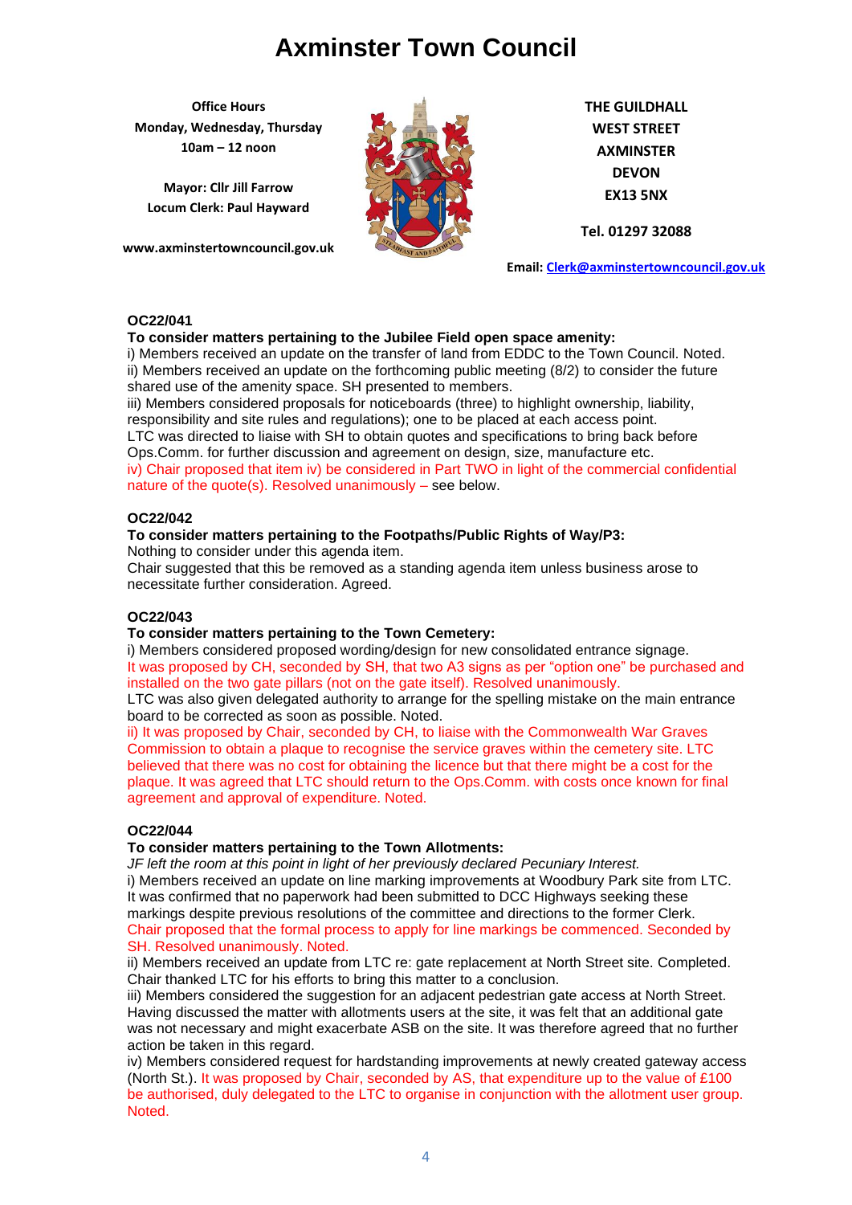# Axminster Town Council

**Office Hours**
**Monday, Wednesday, Thursday**
**10am – 12 noon**

**Mayor: Cllr Jill Farrow**
**Locum Clerk: Paul Hayward**

**www.axminstertowncouncil.gov.uk**

**THE GUILDHALL**
**WEST STREET**
**AXMINSTER**
**DEVON**
**EX13 5NX**

**Tel. 01297 32088**

**Email: Clerk@axminstertowncouncil.gov.uk**

**OC22/041**

**To consider matters pertaining to the Jubilee Field open space amenity:**

i) Members received an update on the transfer of land from EDDC to the Town Council. Noted.
ii) Members received an update on the forthcoming public meeting (8/2) to consider the future shared use of the amenity space. SH presented to members.
iii) Members considered proposals for noticeboards (three) to highlight ownership, liability, responsibility and site rules and regulations); one to be placed at each access point.
LTC was directed to liaise with SH to obtain quotes and specifications to bring back before Ops.Comm. for further discussion and agreement on design, size, manufacture etc.
iv) Chair proposed that item iv) be considered in Part TWO in light of the commercial confidential nature of the quote(s). Resolved unanimously – see below.

**OC22/042**

**To consider matters pertaining to the Footpaths/Public Rights of Way/P3:**

Nothing to consider under this agenda item.
Chair suggested that this be removed as a standing agenda item unless business arose to necessitate further consideration. Agreed.

**OC22/043**

**To consider matters pertaining to the Town Cemetery:**

i) Members considered proposed wording/design for new consolidated entrance signage.
It was proposed by CH, seconded by SH, that two A3 signs as per "option one" be purchased and installed on the two gate pillars (not on the gate itself). Resolved unanimously.
LTC was also given delegated authority to arrange for the spelling mistake on the main entrance board to be corrected as soon as possible. Noted.
ii) It was proposed by Chair, seconded by CH, to liaise with the Commonwealth War Graves Commission to obtain a plaque to recognise the service graves within the cemetery site. LTC believed that there was no cost for obtaining the licence but that there might be a cost for the plaque. It was agreed that LTC should return to the Ops.Comm. with costs once known for final agreement and approval of expenditure. Noted.

**OC22/044**

**To consider matters pertaining to the Town Allotments:**

*JF left the room at this point in light of her previously declared Pecuniary Interest.*
i) Members received an update on line marking improvements at Woodbury Park site from LTC. It was confirmed that no paperwork had been submitted to DCC Highways seeking these markings despite previous resolutions of the committee and directions to the former Clerk.
Chair proposed that the formal process to apply for line markings be commenced. Seconded by SH. Resolved unanimously. Noted.
ii) Members received an update from LTC re: gate replacement at North Street site. Completed. Chair thanked LTC for his efforts to bring this matter to a conclusion.
iii) Members considered the suggestion for an adjacent pedestrian gate access at North Street. Having discussed the matter with allotments users at the site, it was felt that an additional gate was not necessary and might exacerbate ASB on the site. It was therefore agreed that no further action be taken in this regard.
iv) Members considered request for hardstanding improvements at newly created gateway access (North St.). It was proposed by Chair, seconded by AS, that expenditure up to the value of £100 be authorised, duly delegated to the LTC to organise in conjunction with the allotment user group. Noted.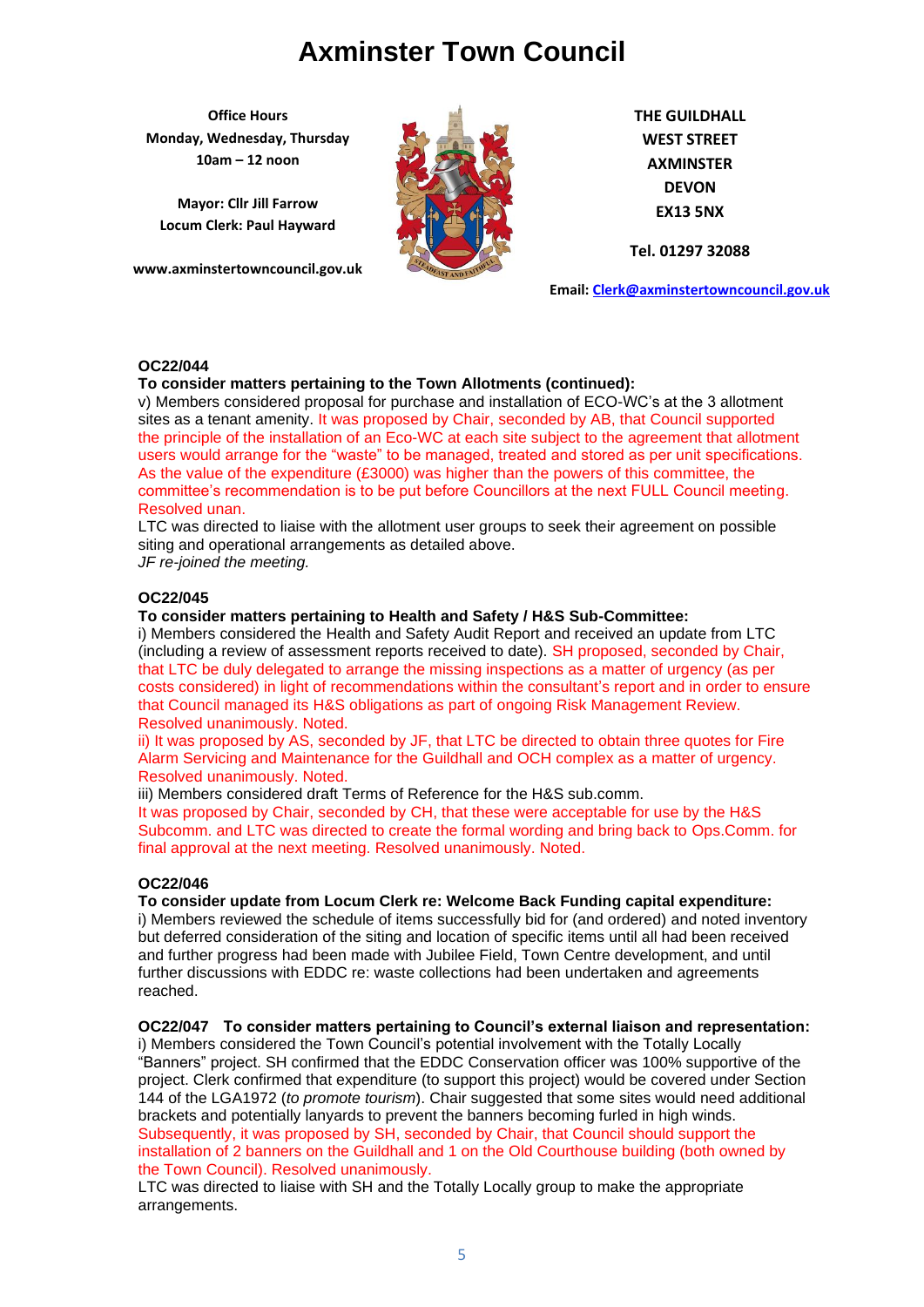# Axminster Town Council

**Office Hours**
**Monday, Wednesday, Thursday**
**10am – 12 noon**

**Mayor: Cllr Jill Farrow**
**Locum Clerk: Paul Hayward**

**www.axminstertowncouncil.gov.uk**

**THE GUILDHALL**
**WEST STREET**
**AXMINSTER**
**DEVON**
**EX13 5NX**

**Tel. 01297 32088**

**Email: Clerk@axminstertowncouncil.gov.uk**

**OC22/044**

**To consider matters pertaining to the Town Allotments (continued):**

v) Members considered proposal for purchase and installation of ECO-WC's at the 3 allotment sites as a tenant amenity. It was proposed by Chair, seconded by AB, that Council supported the principle of the installation of an Eco-WC at each site subject to the agreement that allotment users would arrange for the "waste" to be managed, treated and stored as per unit specifications. As the value of the expenditure (£3000) was higher than the powers of this committee, the committee's recommendation is to be put before Councillors at the next FULL Council meeting. Resolved unan.

LTC was directed to liaise with the allotment user groups to seek their agreement on possible siting and operational arrangements as detailed above.

*JF re-joined the meeting.*

**OC22/045**

**To consider matters pertaining to Health and Safety / H&S Sub-Committee:**

i) Members considered the Health and Safety Audit Report and received an update from LTC (including a review of assessment reports received to date). SH proposed, seconded by Chair, that LTC be duly delegated to arrange the missing inspections as a matter of urgency (as per costs considered) in light of recommendations within the consultant's report and in order to ensure that Council managed its H&S obligations as part of ongoing Risk Management Review. Resolved unanimously. Noted.

ii) It was proposed by AS, seconded by JF, that LTC be directed to obtain three quotes for Fire Alarm Servicing and Maintenance for the Guildhall and OCH complex as a matter of urgency. Resolved unanimously. Noted.

iii) Members considered draft Terms of Reference for the H&S sub.comm.

It was proposed by Chair, seconded by CH, that these were acceptable for use by the H&S Subcomm. and LTC was directed to create the formal wording and bring back to Ops.Comm. for final approval at the next meeting. Resolved unanimously. Noted.

**OC22/046**

**To consider update from Locum Clerk re: Welcome Back Funding capital expenditure:**

i) Members reviewed the schedule of items successfully bid for (and ordered) and noted inventory but deferred consideration of the siting and location of specific items until all had been received and further progress had been made with Jubilee Field, Town Centre development, and until further discussions with EDDC re: waste collections had been undertaken and agreements reached.

**OC22/047 To consider matters pertaining to Council's external liaison and representation:**

i) Members considered the Town Council's potential involvement with the Totally Locally "Banners" project. SH confirmed that the EDDC Conservation officer was 100% supportive of the project. Clerk confirmed that expenditure (to support this project) would be covered under Section 144 of the LGA1972 (*to promote tourism*). Chair suggested that some sites would need additional brackets and potentially lanyards to prevent the banners becoming furled in high winds.

Subsequently, it was proposed by SH, seconded by Chair, that Council should support the installation of 2 banners on the Guildhall and 1 on the Old Courthouse building (both owned by the Town Council). Resolved unanimously.

LTC was directed to liaise with SH and the Totally Locally group to make the appropriate arrangements.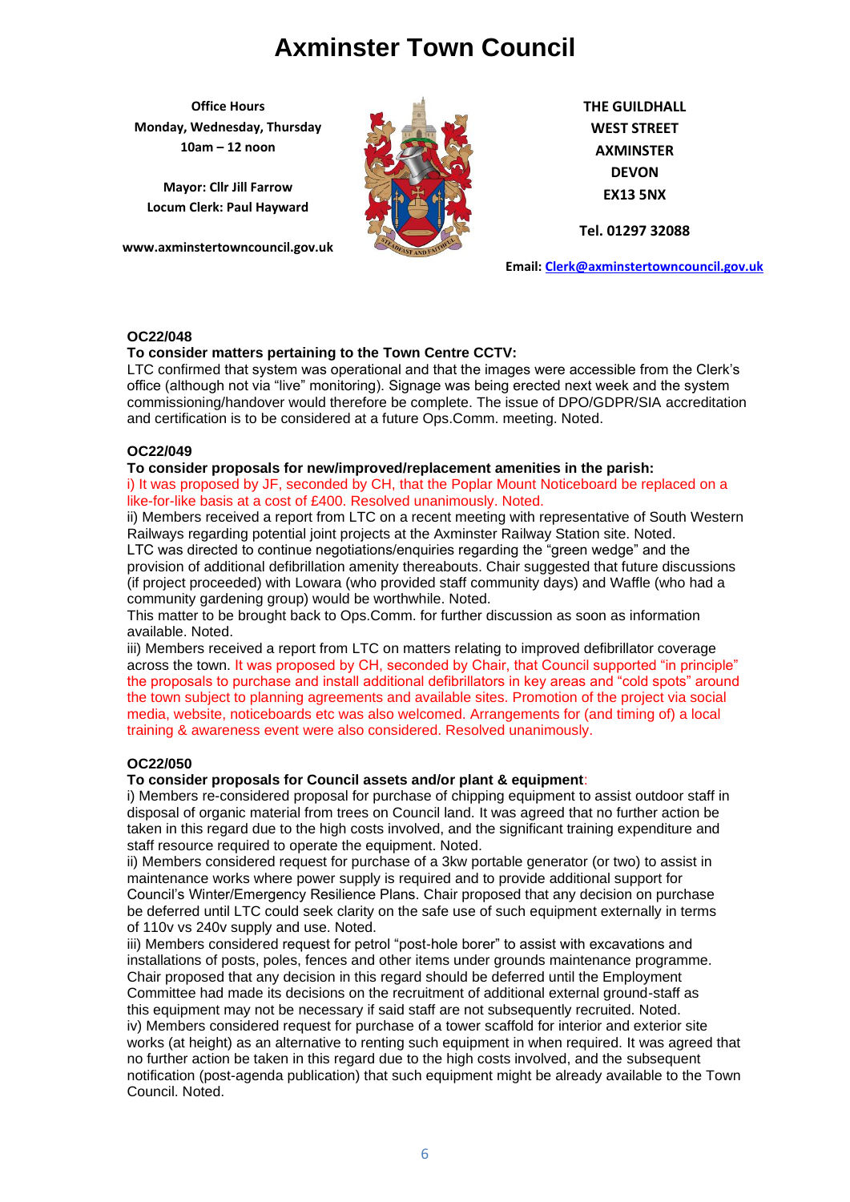# Axminster Town Council

**Office Hours**
**Monday, Wednesday, Thursday**
**10am – 12 noon**

**Mayor: Cllr Jill Farrow**
**Locum Clerk: Paul Hayward**

**www.axminstertowncouncil.gov.uk**

**THE GUILDHALL**
**WEST STREET**
**AXMINSTER**
**DEVON**
**EX13 5NX**

**Tel. 01297 32088**

**Email: Clerk@axminstertowncouncil.gov.uk**

**OC22/048**

**To consider matters pertaining to the Town Centre CCTV:**

LTC confirmed that system was operational and that the images were accessible from the Clerk's office (although not via "live" monitoring). Signage was being erected next week and the system commissioning/handover would therefore be complete. The issue of DPO/GDPR/SIA accreditation and certification is to be considered at a future Ops.Comm. meeting. Noted.

**OC22/049**

**To consider proposals for new/improved/replacement amenities in the parish:**

i) It was proposed by JF, seconded by CH, that the Poplar Mount Noticeboard be replaced on a like-for-like basis at a cost of £400. Resolved unanimously. Noted.

ii) Members received a report from LTC on a recent meeting with representative of South Western Railways regarding potential joint projects at the Axminster Railway Station site. Noted.
LTC was directed to continue negotiations/enquiries regarding the "green wedge" and the provision of additional defibrillation amenity thereabouts. Chair suggested that future discussions (if project proceeded) with Lowara (who provided staff community days) and Waffle (who had a community gardening group) would be worthwhile. Noted.
This matter to be brought back to Ops.Comm. for further discussion as soon as information available. Noted.

iii) Members received a report from LTC on matters relating to improved defibrillator coverage across the town. It was proposed by CH, seconded by Chair, that Council supported "in principle" the proposals to purchase and install additional defibrillators in key areas and "cold spots" around the town subject to purchasing agreements and available sites. Promotion of the project via social media, website, noticeboards etc was also welcomed. Arrangements for (and timing of) a local training & awareness event were also considered. Resolved unanimously.

**OC22/050**

**To consider proposals for Council assets and/or plant & equipment**:

i) Members re-considered proposal for purchase of chipping equipment to assist outdoor staff in disposal of organic material from trees on Council land. It was agreed that no further action be taken in this regard due to the high costs involved, and the significant training expenditure and staff resource required to operate the equipment. Noted.

ii) Members considered request for purchase of a 3kw portable generator (or two) to assist in maintenance works where power supply is required and to provide additional support for Council's Winter/Emergency Resilience Plans. Chair proposed that any decision on purchase be deferred until LTC could seek clarity on the safe use of such equipment externally in terms of 110v vs 240v supply and use. Noted.

iii) Members considered request for petrol "post-hole borer" to assist with excavations and installations of posts, poles, fences and other items under grounds maintenance programme. Chair proposed that any decision in this regard should be deferred until the Employment Committee had made its decisions on the recruitment of additional external ground-staff as this equipment may not be necessary if said staff are not subsequently recruited. Noted.

iv) Members considered request for purchase of a tower scaffold for interior and exterior site works (at height) as an alternative to renting such equipment in when required. It was agreed that no further action be taken in this regard due to the high costs involved, and the subsequent notification (post-agenda publication) that such equipment might be already available to the Town Council. Noted.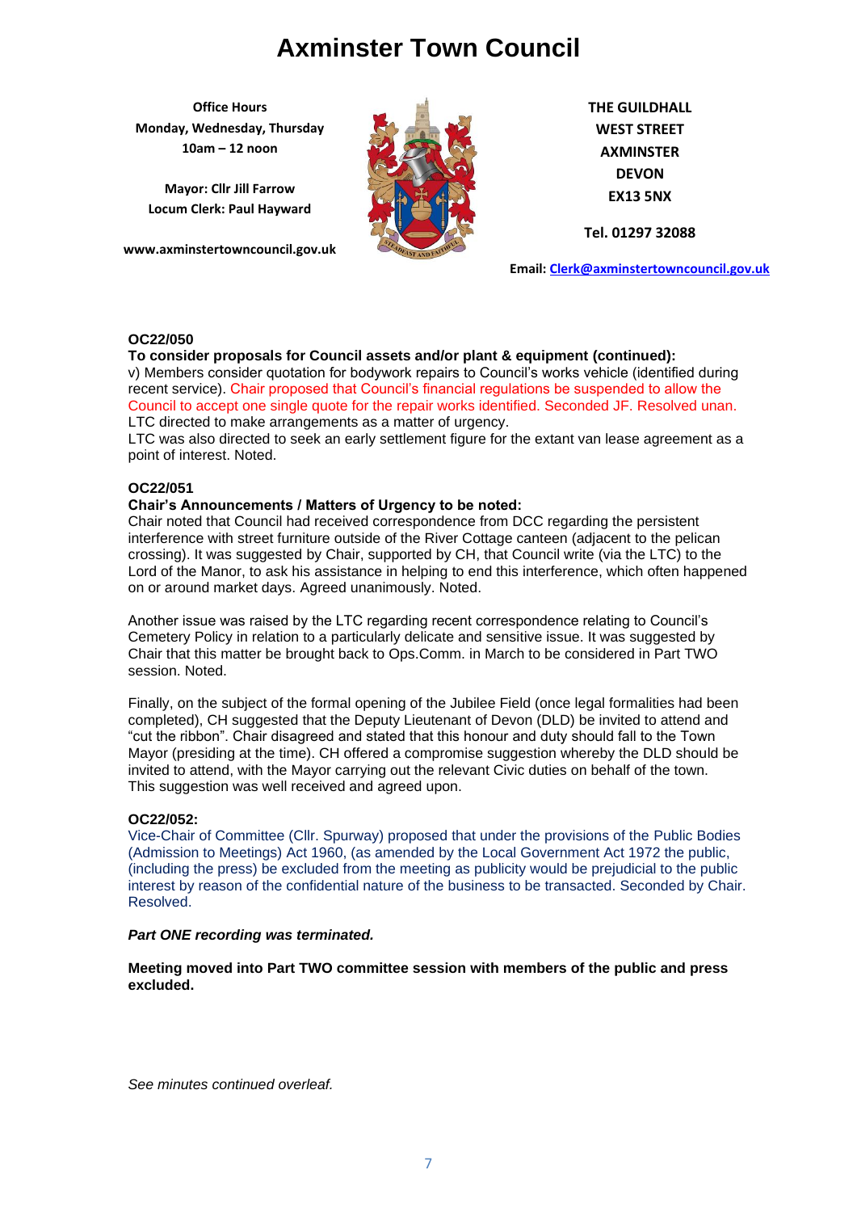# Axminster Town Council

**Office Hours**
**Monday, Wednesday, Thursday**
**10am – 12 noon**

**Mayor: Cllr Jill Farrow**
**Locum Clerk: Paul Hayward**

**www.axminstertowncouncil.gov.uk**

**THE GUILDHALL**
**WEST STREET**
**AXMINSTER**
**DEVON**
**EX13 5NX**

**Tel. 01297 32088**

**Email: Clerk@axminstertowncouncil.gov.uk**

**OC22/050**

**To consider proposals for Council assets and/or plant & equipment (continued):**

v) Members consider quotation for bodywork repairs to Council's works vehicle (identified during recent service). Chair proposed that Council's financial regulations be suspended to allow the Council to accept one single quote for the repair works identified. Seconded JF. Resolved unan. LTC directed to make arrangements as a matter of urgency.

LTC was also directed to seek an early settlement figure for the extant van lease agreement as a point of interest. Noted.

**OC22/051**

**Chair's Announcements / Matters of Urgency to be noted:**

Chair noted that Council had received correspondence from DCC regarding the persistent interference with street furniture outside of the River Cottage canteen (adjacent to the pelican crossing). It was suggested by Chair, supported by CH, that Council write (via the LTC) to the Lord of the Manor, to ask his assistance in helping to end this interference, which often happened on or around market days. Agreed unanimously. Noted.

Another issue was raised by the LTC regarding recent correspondence relating to Council's Cemetery Policy in relation to a particularly delicate and sensitive issue. It was suggested by Chair that this matter be brought back to Ops.Comm. in March to be considered in Part TWO session. Noted.

Finally, on the subject of the formal opening of the Jubilee Field (once legal formalities had been completed), CH suggested that the Deputy Lieutenant of Devon (DLD) be invited to attend and "cut the ribbon". Chair disagreed and stated that this honour and duty should fall to the Town Mayor (presiding at the time). CH offered a compromise suggestion whereby the DLD should be invited to attend, with the Mayor carrying out the relevant Civic duties on behalf of the town. This suggestion was well received and agreed upon.

**OC22/052:**

Vice-Chair of Committee (Cllr. Spurway) proposed that under the provisions of the Public Bodies (Admission to Meetings) Act 1960, (as amended by the Local Government Act 1972 the public, (including the press) be excluded from the meeting as publicity would be prejudicial to the public interest by reason of the confidential nature of the business to be transacted. Seconded by Chair. Resolved.

***Part ONE recording was terminated.***

**Meeting moved into Part TWO committee session with members of the public and press excluded.**

*See minutes continued overleaf.*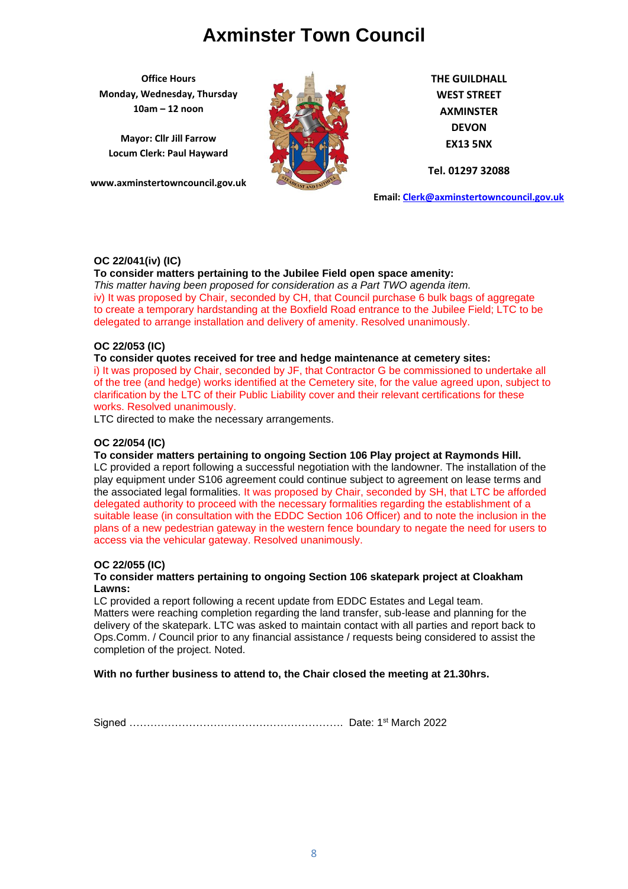# Axminster Town Council

**Office Hours**
**Monday, Wednesday, Thursday**
**10am – 12 noon**

**Mayor: Cllr Jill Farrow**
**Locum Clerk: Paul Hayward**

**www.axminstertowncouncil.gov.uk**

**THE GUILDHALL**
**WEST STREET**
**AXMINSTER**
**DEVON**
**EX13 5NX**

**Tel. 01297 32088**

**Email: Clerk@axminstertowncouncil.gov.uk**

**OC 22/041(iv) (IC)**
**To consider matters pertaining to the Jubilee Field open space amenity:**
*This matter having been proposed for consideration as a Part TWO agenda item.*
iv) It was proposed by Chair, seconded by CH, that Council purchase 6 bulk bags of aggregate to create a temporary hardstanding at the Boxfield Road entrance to the Jubilee Field; LTC to be delegated to arrange installation and delivery of amenity. Resolved unanimously.

**OC 22/053 (IC)**
**To consider quotes received for tree and hedge maintenance at cemetery sites:**
i) It was proposed by Chair, seconded by JF, that Contractor G be commissioned to undertake all of the tree (and hedge) works identified at the Cemetery site, for the value agreed upon, subject to clarification by the LTC of their Public Liability cover and their relevant certifications for these works. Resolved unanimously.
LTC directed to make the necessary arrangements.

**OC 22/054 (IC)**
**To consider matters pertaining to ongoing Section 106 Play project at Raymonds Hill.**
LC provided a report following a successful negotiation with the landowner. The installation of the play equipment under S106 agreement could continue subject to agreement on lease terms and the associated legal formalities. It was proposed by Chair, seconded by SH, that LTC be afforded delegated authority to proceed with the necessary formalities regarding the establishment of a suitable lease (in consultation with the EDDC Section 106 Officer) and to note the inclusion in the plans of a new pedestrian gateway in the western fence boundary to negate the need for users to access via the vehicular gateway. Resolved unanimously.

**OC 22/055 (IC)**
**To consider matters pertaining to ongoing Section 106 skatepark project at Cloakham Lawns:**
LC provided a report following a recent update from EDDC Estates and Legal team.
Matters were reaching completion regarding the land transfer, sub-lease and planning for the delivery of the skatepark. LTC was asked to maintain contact with all parties and report back to Ops.Comm. / Council prior to any financial assistance / requests being considered to assist the completion of the project. Noted.

**With no further business to attend to, the Chair closed the meeting at 21.30hrs.**

Signed ……………………………………………………. Date: 1st March 2022